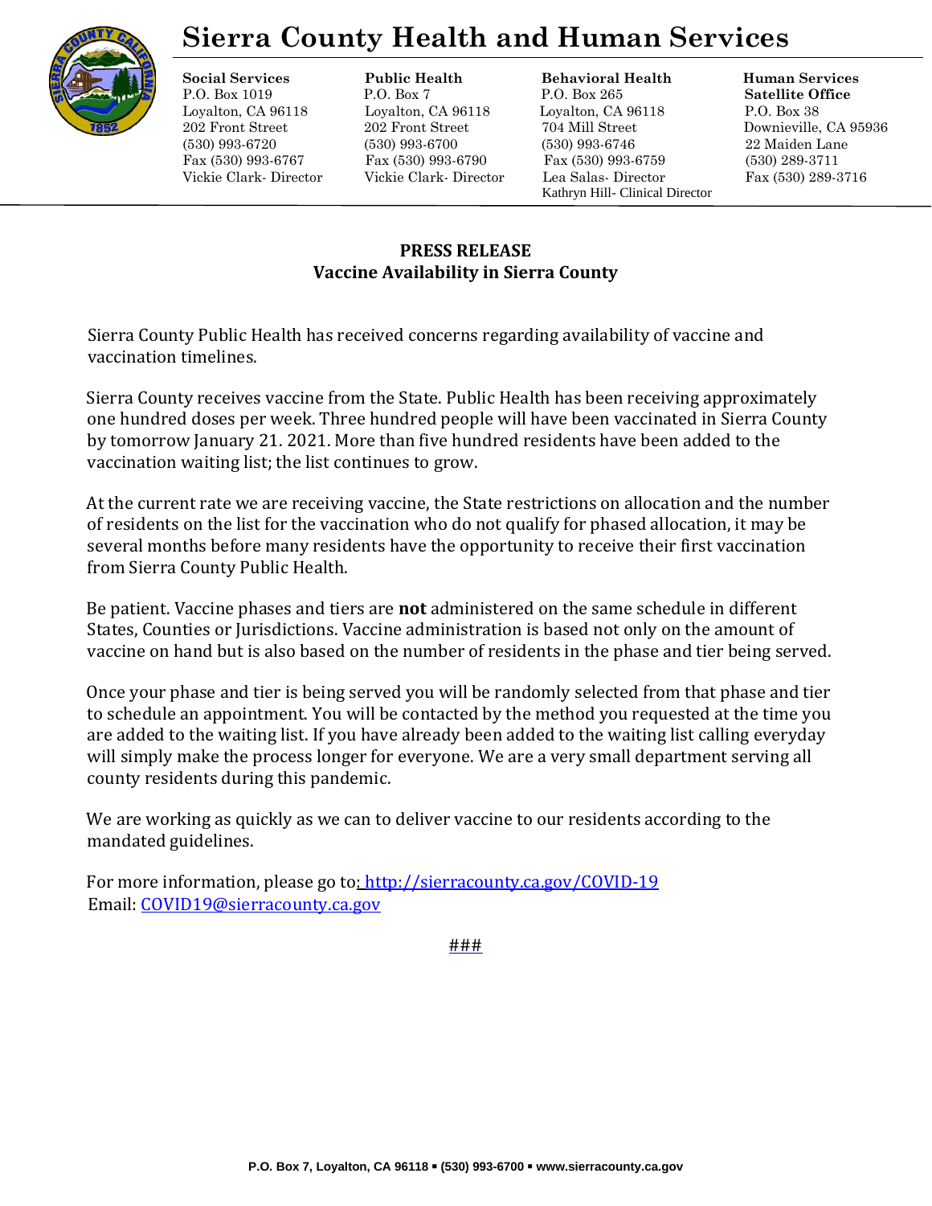# Sierra County Health and Human Services

| Social Services | Public Health | Behavioral Health | Human Services Satellite Office |
|---|---|---|---|
| P.O. Box 1019 | P.O. Box 7 | P.O. Box 265 | P.O. Box 38 |
| Loyalton, CA 96118 | Loyalton, CA 96118 | Loyalton, CA 96118 | Downieville, CA 95936 |
| 202 Front Street | 202 Front Street | 704 Mill Street | 22 Maiden Lane |
| (530) 993-6720 | (530) 993-6700 | (530) 993-6746 | (530) 289-3711 |
| Fax (530) 993-6767 | Fax (530) 993-6790 | Fax (530) 993-6759 | Fax (530) 289-3716 |
| Vickie Clark- Director | Vickie Clark- Director | Lea Salas- Director | |
| | | Kathryn Hill- Clinical Director | |

**PRESS RELEASE**
**Vaccine Availability in Sierra County**

Sierra County Public Health has received concerns regarding availability of vaccine and vaccination timelines.

Sierra County receives vaccine from the State. Public Health has been receiving approximately one hundred doses per week. Three hundred people will have been vaccinated in Sierra County by tomorrow January 21. 2021. More than five hundred residents have been added to the vaccination waiting list; the list continues to grow.

At the current rate we are receiving vaccine, the State restrictions on allocation and the number of residents on the list for the vaccination who do not qualify for phased allocation, it may be several months before many residents have the opportunity to receive their first vaccination from Sierra County Public Health.

Be patient. Vaccine phases and tiers are **not** administered on the same schedule in different States, Counties or Jurisdictions. Vaccine administration is based not only on the amount of vaccine on hand but is also based on the number of residents in the phase and tier being served.

Once your phase and tier is being served you will be randomly selected from that phase and tier to schedule an appointment. You will be contacted by the method you requested at the time you are added to the waiting list. If you have already been added to the waiting list calling everyday will simply make the process longer for everyone. We are a very small department serving all county residents during this pandemic.

We are working as quickly as we can to deliver vaccine to our residents according to the mandated guidelines.

For more information, please go to: http://sierracounty.ca.gov/COVID-19
Email: COVID19@sierracounty.ca.gov

###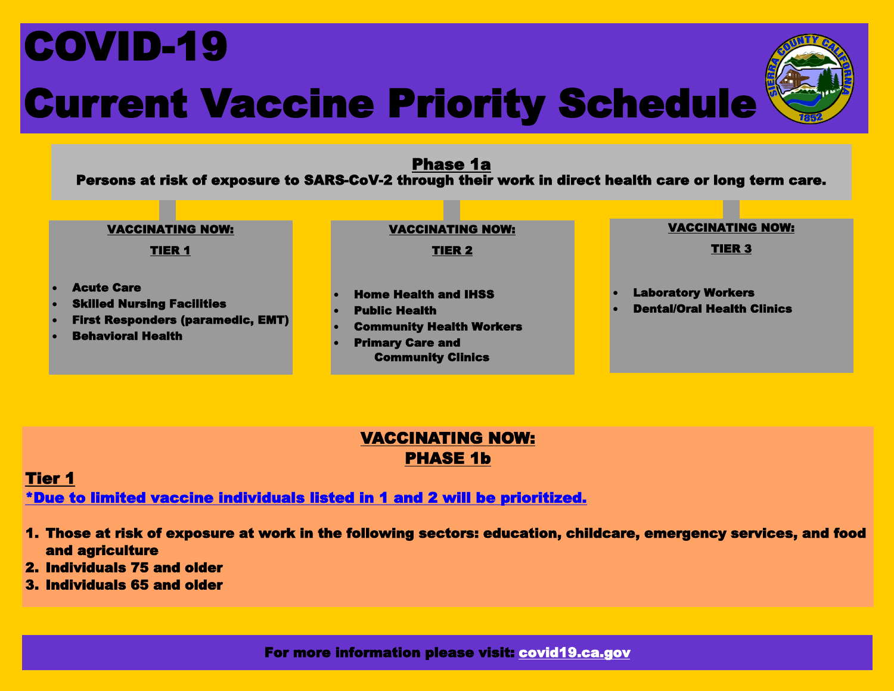# COVID-19

# Current Vaccine Priority Schedule

## Phase 1a

**Persons at risk of exposure to SARS-CoV-2 through their work in direct health care or long term care.**

### VACCINATING NOW:

#### TIER 1

- Acute Care
- Skilled Nursing Facilities
- First Responders (paramedic, EMT)
- Behavioral Health

### VACCINATING NOW:

#### TIER 2

- Home Health and IHSS
- Public Health
- Community Health Workers
- Primary Care and Community Clinics

### VACCINATING NOW:

#### TIER 3

- Laboratory Workers
- Dental/Oral Health Clinics

## VACCINATING NOW: PHASE 1b

### Tier 1

*Due to limited vaccine individuals listed in 1 and 2 will be prioritized.

1. Those at risk of exposure at work in the following sectors: education, childcare, emergency services, and food and agriculture
2. Individuals 75 and older
3. Individuals 65 and older

For more information please visit: covid19.ca.gov